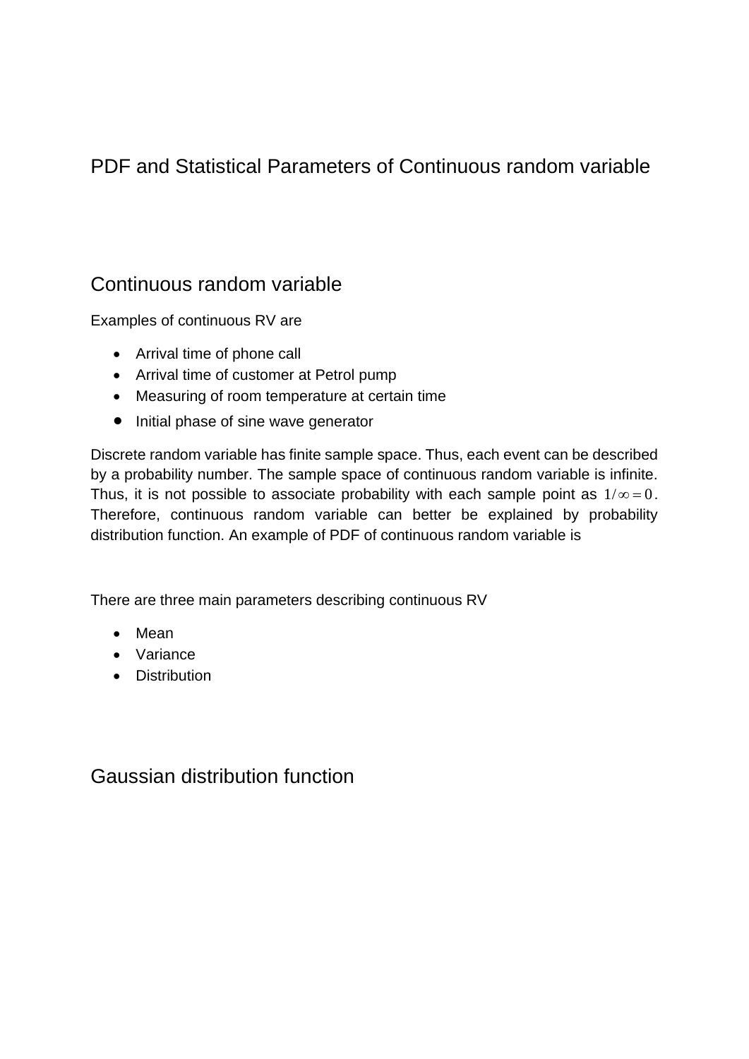# PDF and Statistical Parameters of Continuous random variable

## Continuous random variable

Examples of continuous RV are

- Arrival time of phone call
- Arrival time of customer at Petrol pump
- Measuring of room temperature at certain time
- Initial phase of sine wave generator

Discrete random variable has finite sample space. Thus, each event can be described by a probability number. The sample space of continuous random variable is infinite. Thus, it is not possible to associate probability with each sample point as $1/\infty = 0$. Therefore, continuous random variable can better be explained by probability distribution function. An example of PDF of continuous random variable is

There are three main parameters describing continuous RV

- Mean
- Variance
- Distribution

## Gaussian distribution function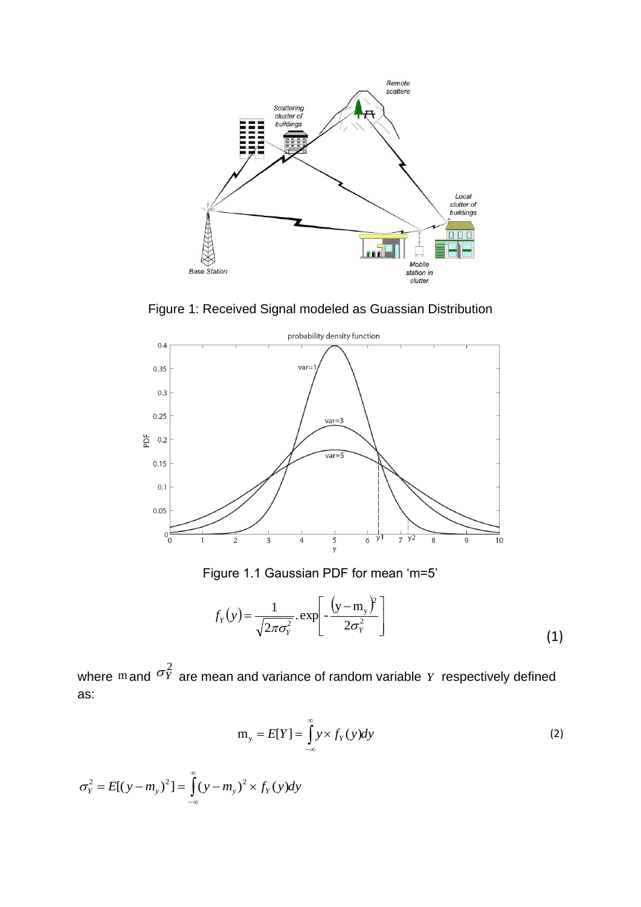Figure 1: Received Signal modeled as Guassian Distribution

Figure 1.1 Gaussian PDF for mean 'm=5'

$$f_Y(y) = \frac{1}{\sqrt{2\pi\sigma_Y^2}} \cdot \exp\left[ -\frac{(y - m_y)^2}{2\sigma_Y^2} \right] \tag{1}$$

where $m$ and $\sigma_Y^2$ are mean and variance of random variable $Y$ respectively defined as:

$$m_y = E[Y] = \int_{-\infty}^{\infty} y \times f_Y(y) dy \tag{2}$$

$$\sigma_Y^2 = E[(y - m_y)^2] = \int_{-\infty}^{\infty} (y - m_y)^2 \times f_Y(y) dy$$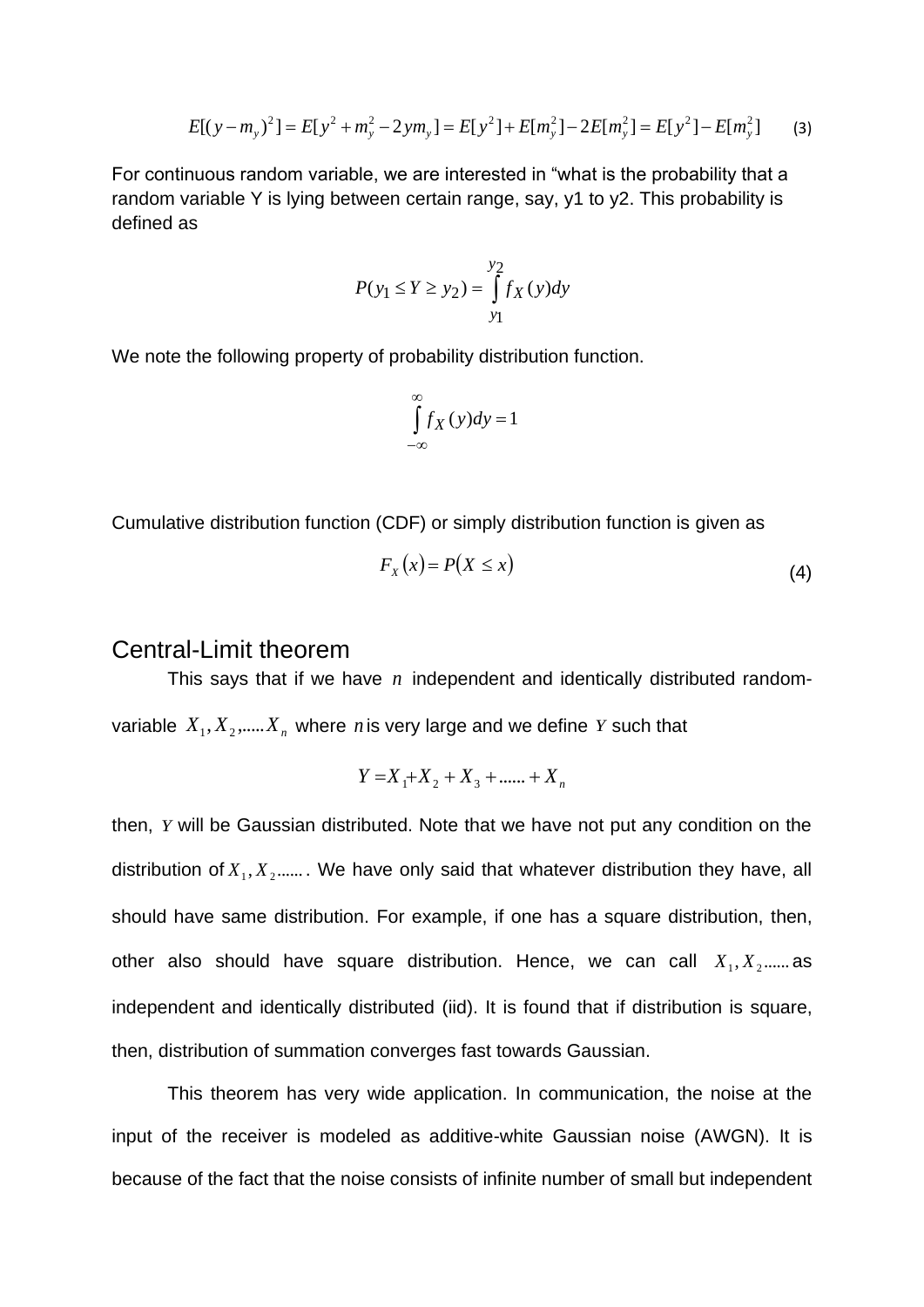$$E[(y-m_y)^2] = E[y^2 + m_y^2 - 2ym_y] = E[y^2] + E[m_y^2] - 2E[m_y^2] = E[y^2] - E[m_y^2] \quad (3)$$

For continuous random variable, we are interested in "what is the probability that a random variable Y is lying between certain range, say, y1 to y2. This probability is defined as

$$P(y_1 \le Y \ge y_2) = \int_{y_1}^{y_2} f_X(y)dy$$

We note the following property of probability distribution function.

$$\int_{-\infty}^{\infty} f_X(y)dy = 1$$

Cumulative distribution function (CDF) or simply distribution function is given as

$$F_X(x) = P(X \le x) \quad (4)$$

## Central-Limit theorem

This says that if we have $n$ independent and identically distributed random-variable $X_1, X_2, ..... X_n$ where $n$ is very large and we define $Y$ such that

$$Y = X_1 + X_2 + X_3 + ...... + X_n$$

then, $Y$ will be Gaussian distributed. Note that we have not put any condition on the distribution of $X_1, X_2 ......$. We have only said that whatever distribution they have, all should have same distribution. For example, if one has a square distribution, then, other also should have square distribution. Hence, we can call $X_1, X_2 ......$ as independent and identically distributed (iid). It is found that if distribution is square, then, distribution of summation converges fast towards Gaussian.

This theorem has very wide application. In communication, the noise at the input of the receiver is modeled as additive-white Gaussian noise (AWGN). It is because of the fact that the noise consists of infinite number of small but independent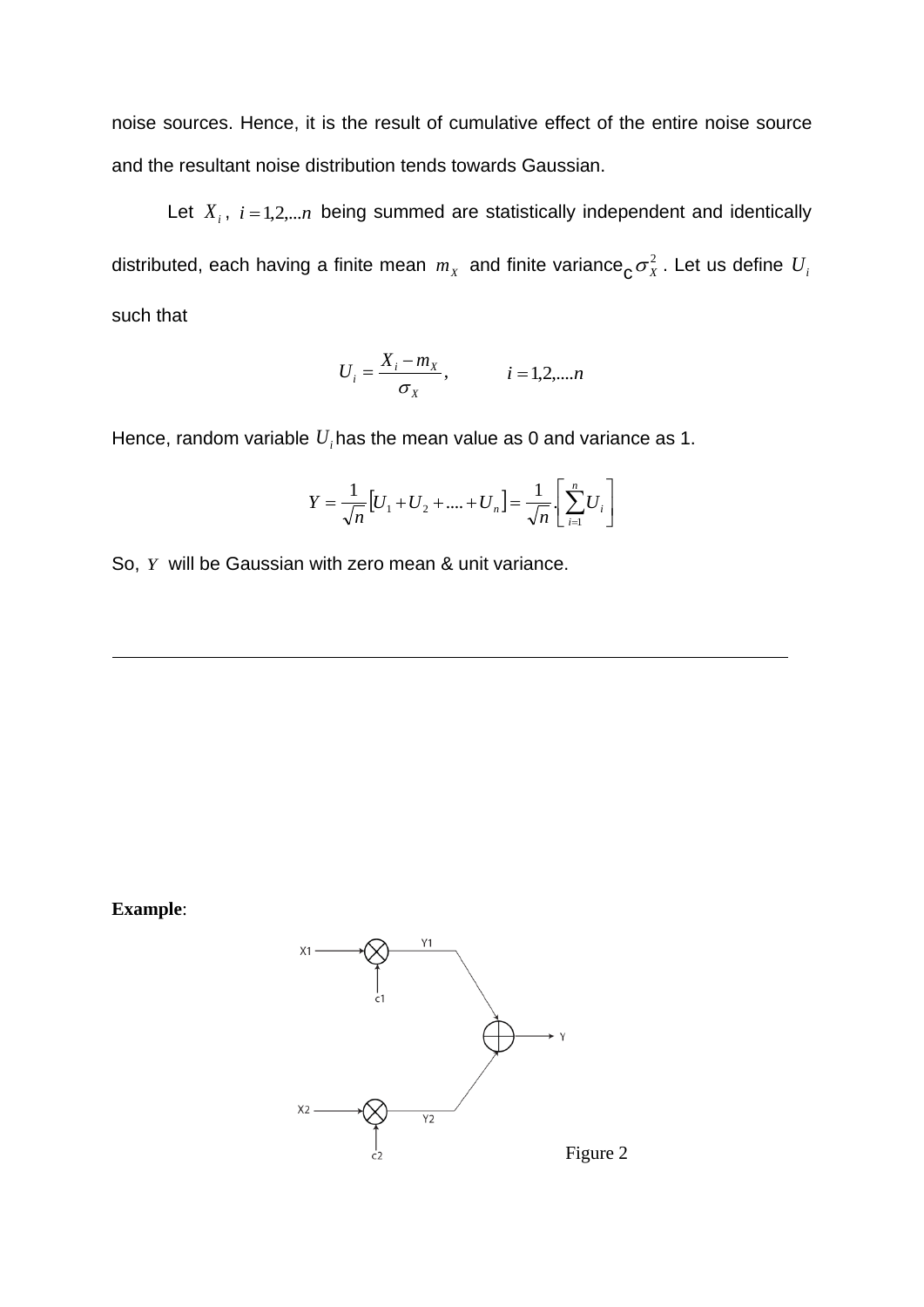noise sources. Hence, it is the result of cumulative effect of the entire noise source and the resultant noise distribution tends towards Gaussian.

Let $X_i$, $i = 1,2,...n$ being summed are statistically independent and identically distributed, each having a finite mean $m_X$ and finite variance c $\sigma_X^2$. Let us define $U_i$ such that

$$U_i = \frac{X_i - m_X}{\sigma_X}, \qquad i = 1,2,....n$$

Hence, random variable $U_i$ has the mean value as 0 and variance as 1.

$$Y = \frac{1}{\sqrt{n}}\left[U_1 + U_2 + .... + U_n\right] = \frac{1}{\sqrt{n}}.\left[\sum_{i=1}^{n} U_i\right]$$

So, $Y$ will be Gaussian with zero mean & unit variance.

---

**Example**:

X1, c1, Y1, X2, c2, Y2, Y

Figure 2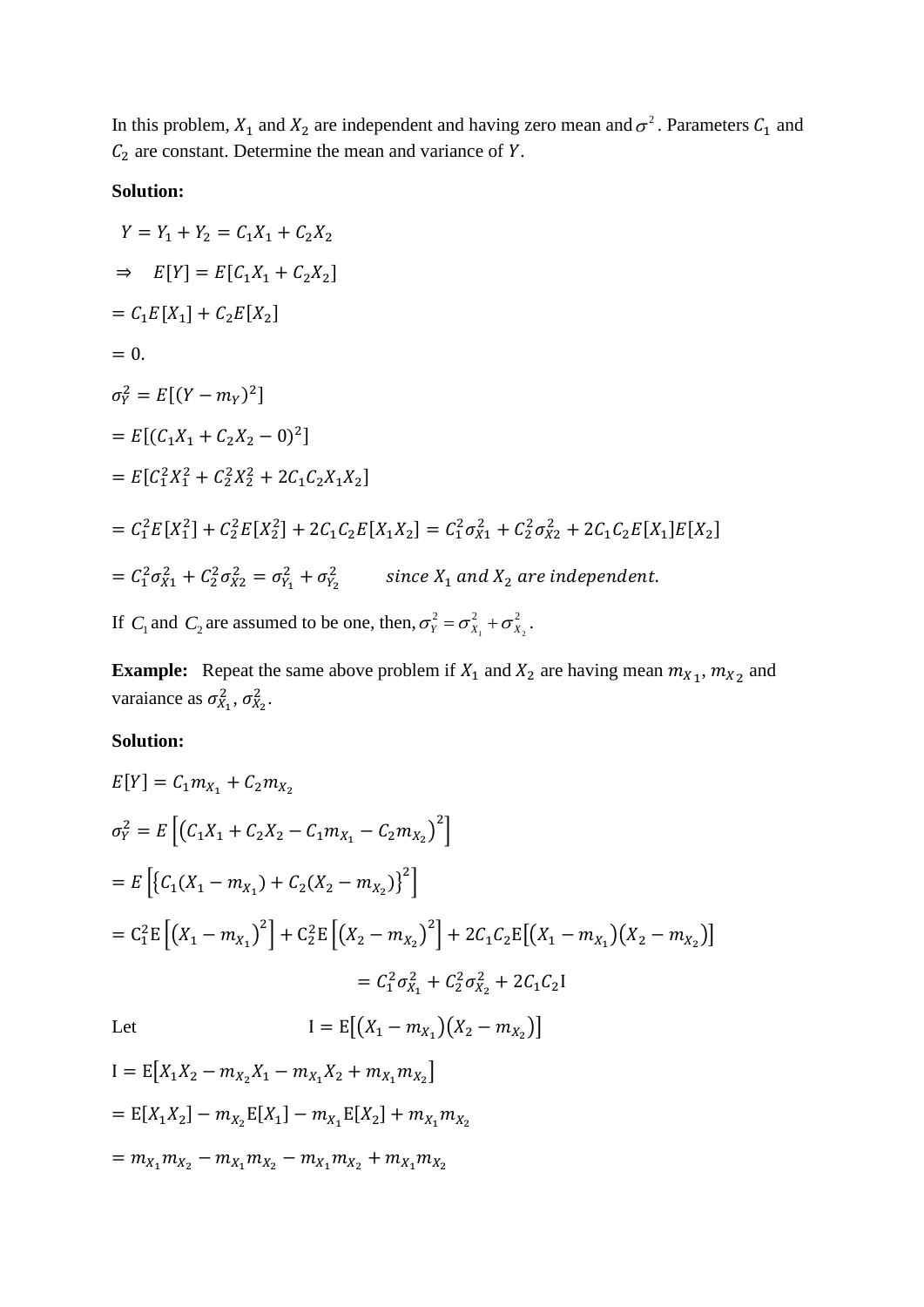In this problem, $X_1$ and $X_2$ are independent and having zero mean and $\sigma^2$. Parameters $C_1$ and $C_2$ are constant. Determine the mean and variance of $Y$.

**Solution:**

$$Y = Y_1 + Y_2 = C_1X_1 + C_2X_2$$

$$\Rightarrow \quad E[Y] = E[C_1X_1 + C_2X_2]$$

$$= C_1E[X_1] + C_2E[X_2]$$

$$= 0.$$

$$\sigma_Y^2 = E[(Y - m_Y)^2]$$

$$= E[(C_1X_1 + C_2X_2 - 0)^2]$$

$$= E[C_1^2X_1^2 + C_2^2X_2^2 + 2C_1C_2X_1X_2]$$

$$= C_1^2E[X_1^2] + C_2^2E[X_2^2] + 2C_1C_2E[X_1X_2] = C_1^2\sigma_{X1}^2 + C_2^2\sigma_{X2}^2 + 2C_1C_2E[X_1]E[X_2]$$

$$= C_1^2\sigma_{X1}^2 + C_2^2\sigma_{X2}^2 = \sigma_{Y_1}^2 + \sigma_{Y_2}^2 \qquad \textit{since } X_1 \textit{ and } X_2 \textit{ are independent.}$$

If $C_1$ and $C_2$ are assumed to be one, then, $\sigma_Y^2 = \sigma_{X_1}^2 + \sigma_{X_2}^2$.

**Example:** Repeat the same above problem if $X_1$ and $X_2$ are having mean $m_{X1}, m_{X2}$ and varaiance as $\sigma_{X_1}^2, \sigma_{X_2}^2$.

**Solution:**

$$E[Y] = C_1m_{X_1} + C_2m_{X_2}$$

$$\sigma_Y^2 = E\left[\left(C_1X_1 + C_2X_2 - C_1m_{X_1} - C_2m_{X_2}\right)^2\right]$$

$$= E\left[\left\{C_1(X_1 - m_{X_1}) + C_2(X_2 - m_{X_2})\right\}^2\right]$$

$$= C_1^2E\left[\left(X_1 - m_{X_1}\right)^2\right] + C_2^2E\left[\left(X_2 - m_{X_2}\right)^2\right] + 2C_1C_2E\left[\left(X_1 - m_{X_1}\right)\left(X_2 - m_{X_2}\right)\right]$$

$$= C_1^2\sigma_{X_1}^2 + C_2^2\sigma_{X_2}^2 + 2C_1C_2\mathrm{I}$$

Let $\mathrm{I} = E\left[\left(X_1 - m_{X_1}\right)\left(X_2 - m_{X_2}\right)\right]$

$$\mathrm{I} = E\left[X_1X_2 - m_{X_2}X_1 - m_{X_1}X_2 + m_{X_1}m_{X_2}\right]$$

$$= E[X_1X_2] - m_{X_2}E[X_1] - m_{X_1}E[X_2] + m_{X_1}m_{X_2}$$

$$= m_{X_1}m_{X_2} - m_{X_1}m_{X_2} - m_{X_1}m_{X_2} + m_{X_1}m_{X_2}$$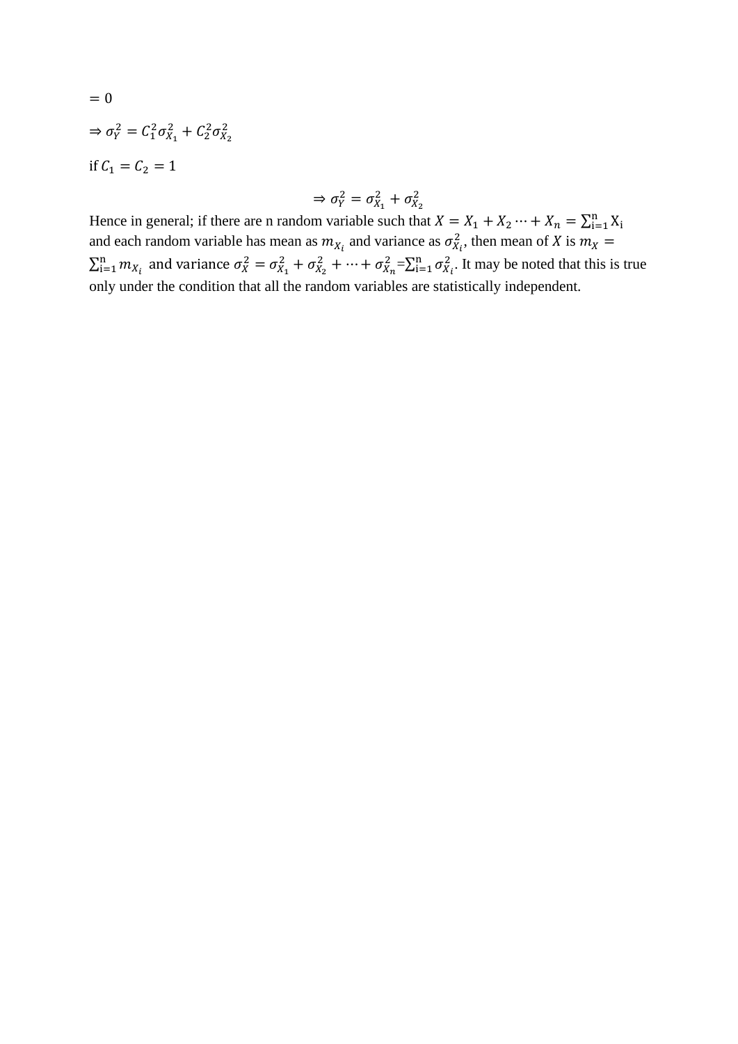$= 0$

$\Rightarrow \sigma_Y^2 = C_1^2\sigma_{X_1}^2 + C_2^2\sigma_{X_2}^2$

if $C_1 = C_2 = 1$

$$\Rightarrow \sigma_Y^2 = \sigma_{X_1}^2 + \sigma_{X_2}^2$$

Hence in general; if there are n random variable such that $X = X_1 + X_2 \cdots + X_n = \sum_{i=1}^{n} X_i$ and each random variable has mean as $m_{X_i}$ and variance as $\sigma_{X_i}^2$, then mean of $X$ is $m_X = \sum_{i=1}^{n} m_{X_i}$ and variance $\sigma_X^2 = \sigma_{X_1}^2 + \sigma_{X_2}^2 + \cdots + \sigma_{X_n}^2 = \sum_{i=1}^{n} \sigma_{X_i}^2$. It may be noted that this is true only under the condition that all the random variables are statistically independent.